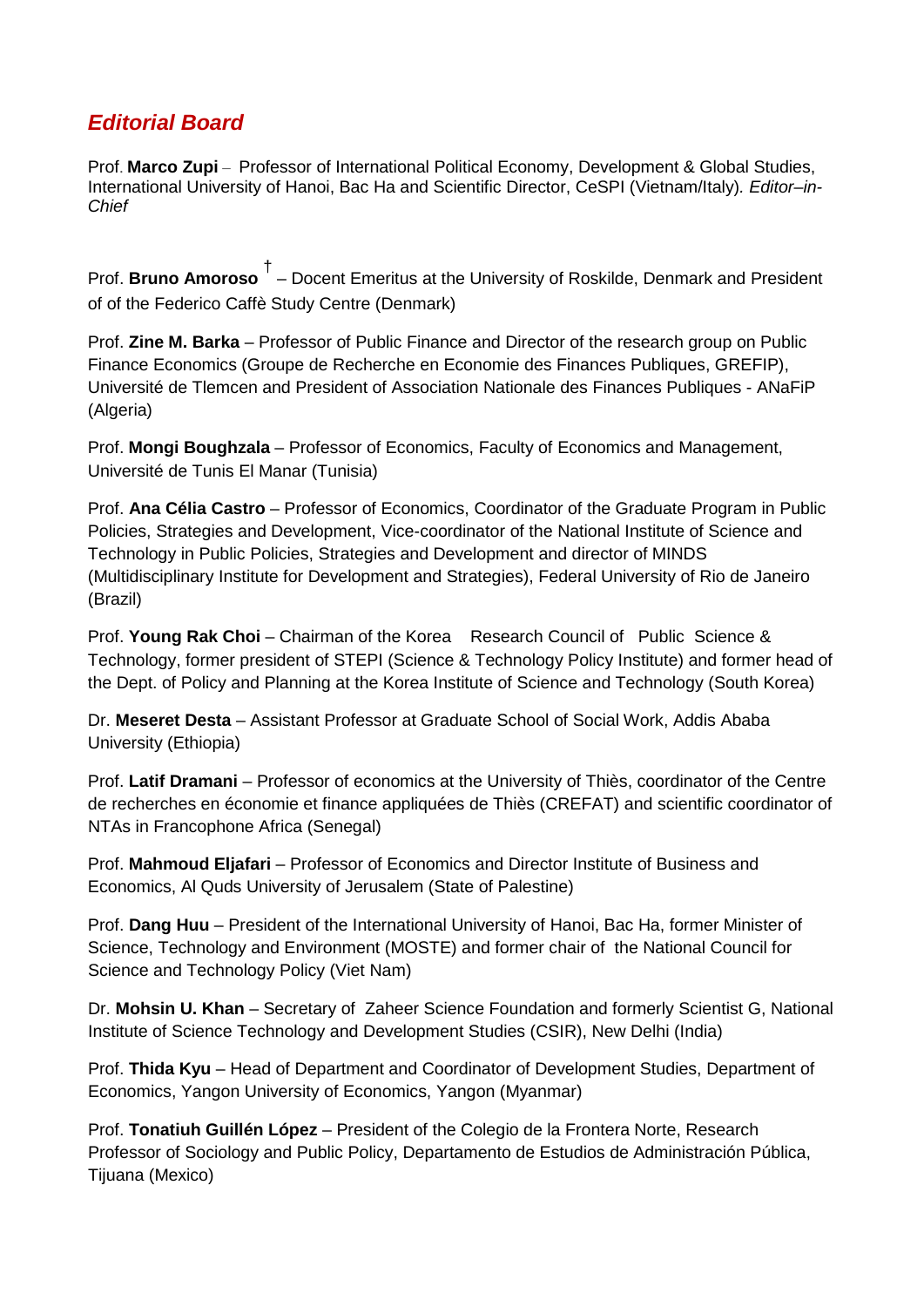## *Editorial Board*

Prof. **Marco Zupi** – Professor of International Political Economy, Development & Global Studies, International University of Hanoi, Bac Ha and Scientific Director, CeSPI (Vietnam/Italy). *Editor–in-Chief*

Prof. **Bruno Amoroso** † – Docent Emeritus at the University of Roskilde, Denmark and President of of the Federico Caffè Study Centre (Denmark)

Prof. **Zine M. Barka** – Professor of Public Finance and Director of the research group on Public Finance Economics (Groupe de Recherche en Economie des Finances Publiques, GREFIP), Université de Tlemcen and President of Association Nationale des Finances Publiques - ANaFiP (Algeria)

Prof. **Mongi Boughzala** – Professor of Economics, Faculty of Economics and Management, Université de Tunis El Manar (Tunisia)

Prof. **Ana Célia Castro** – Professor of Economics, Coordinator of the Graduate Program in Public Policies, Strategies and Development, Vice-coordinator of the National Institute of Science and Technology in Public Policies, Strategies and Development and director of MINDS (Multidisciplinary Institute for Development and Strategies), Federal University of Rio de Janeiro (Brazil)

Prof. **Young Rak Choi** – Chairman of the Korea Research Council of Public Science & Technology, former president of STEPI (Science & Technology Policy Institute) and former head of the Dept. of Policy and Planning at the Korea Institute of Science and Technology (South Korea)

Dr. **Meseret Desta** – Assistant Professor at Graduate School of Social Work, Addis Ababa University (Ethiopia)

Prof. **Latif Dramani** – Professor of economics at the University of Thiès, coordinator of the Centre de recherches en économie et finance appliquées de Thiès (CREFAT) and scientific coordinator of NTAs in Francophone Africa (Senegal)

Prof. **Mahmoud Eljafari** – Professor of Economics and Director Institute of Business and Economics, Al Quds University of Jerusalem (State of Palestine)

Prof. **Dang Huu** – President of the International University of Hanoi, Bac Ha, former Minister of Science, Technology and Environment (MOSTE) and former chair of the National Council for Science and Technology Policy (Viet Nam)

Dr. **Mohsin U. Khan** – Secretary of Zaheer Science Foundation and formerly Scientist G, National Institute of Science Technology and Development Studies (CSIR), New Delhi (India)

Prof. **Thida Kyu** – Head of Department and Coordinator of Development Studies, Department of Economics, Yangon University of Economics, Yangon (Myanmar)

Prof. **Tonatiuh Guillén López** – President of the Colegio de la Frontera Norte, Research Professor of Sociology and Public Policy, Departamento de Estudios de Administración Pública, Tijuana (Mexico)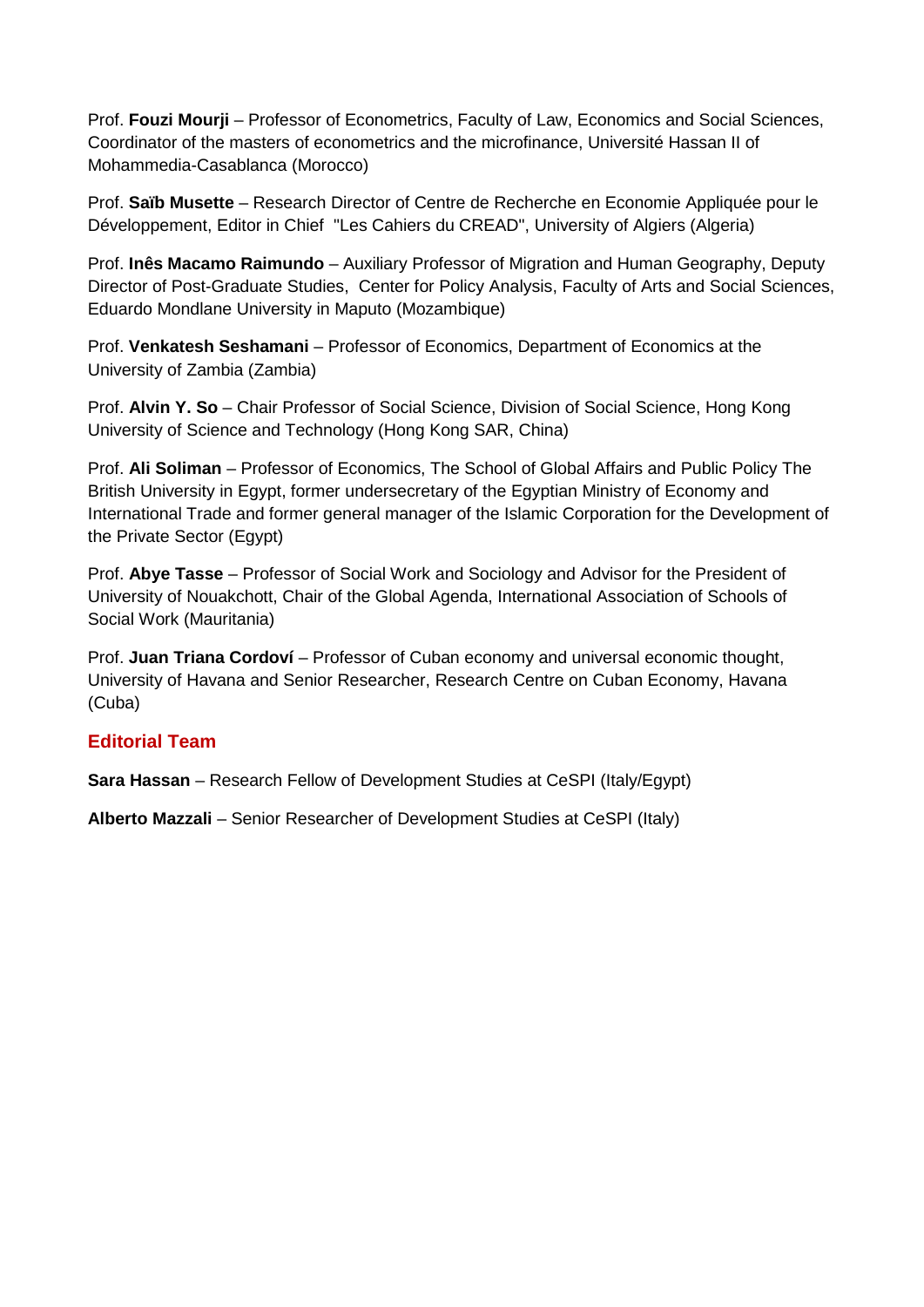Prof. **Fouzi Mourji** – Professor of Econometrics, Faculty of Law, Economics and Social Sciences, Coordinator of the masters of econometrics and the microfinance, Université Hassan II of Mohammedia-Casablanca (Morocco)

Prof. **Saïb Musette** – Research Director of Centre de Recherche en Economie Appliquée pour le Développement, Editor in Chief "Les Cahiers du CREAD", University of Algiers (Algeria)

Prof. **Inês Macamo Raimundo** – Auxiliary Professor of Migration and Human Geography, Deputy Director of Post-Graduate Studies, Center for Policy Analysis, Faculty of Arts and Social Sciences, Eduardo Mondlane University in Maputo (Mozambique)

Prof. **Venkatesh Seshamani** – Professor of Economics, Department of Economics at the University of Zambia (Zambia)

Prof. **Alvin Y. So** – Chair Professor of Social Science, Division of Social Science, Hong Kong University of Science and Technology (Hong Kong SAR, China)

Prof. **Ali Soliman** – Professor of Economics, The School of Global Affairs and Public Policy The British University in Egypt, former undersecretary of the Egyptian Ministry of Economy and International Trade and former general manager of the Islamic Corporation for the Development of the Private Sector (Egypt)

Prof. **Abye Tasse** – Professor of Social Work and Sociology and Advisor for the President of University of Nouakchott, Chair of the Global Agenda, International Association of Schools of Social Work (Mauritania)

Prof. **Juan Triana Cordoví** – Professor of Cuban economy and universal economic thought, University of Havana and Senior Researcher, Research Centre on Cuban Economy, Havana (Cuba)

## Editorial Team

**Sara Hassan** – Research Fellow of Development Studies at CeSPI (Italy/Egypt)

**Alberto Mazzali** – Senior Researcher of Development Studies at CeSPI (Italy)